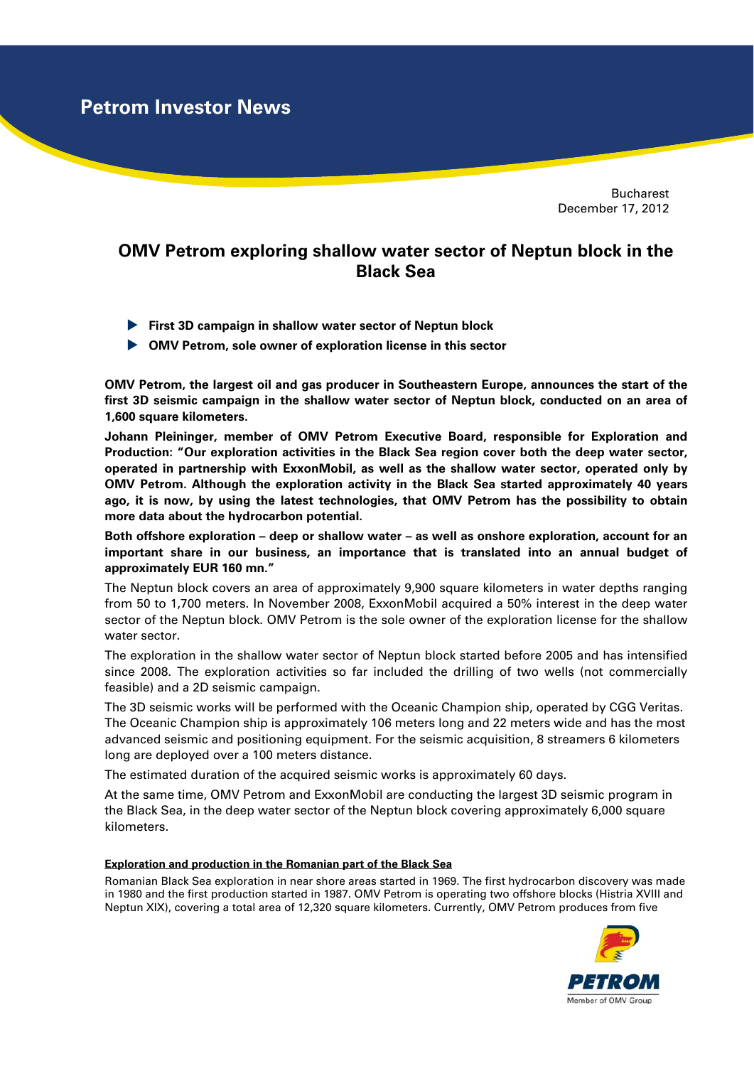# Petrom Investor News

Bucharest
December 17, 2012

## OMV Petrom exploring shallow water sector of Neptun block in the Black Sea

- **First 3D campaign in shallow water sector of Neptun block**
- **OMV Petrom, sole owner of exploration license in this sector**

**OMV Petrom, the largest oil and gas producer in Southeastern Europe, announces the start of the first 3D seismic campaign in the shallow water sector of Neptun block, conducted on an area of 1,600 square kilometers.**

**Johann Pleininger, member of OMV Petrom Executive Board, responsible for Exploration and Production: "Our exploration activities in the Black Sea region cover both the deep water sector, operated in partnership with ExxonMobil, as well as the shallow water sector, operated only by OMV Petrom. Although the exploration activity in the Black Sea started approximately 40 years ago, it is now, by using the latest technologies, that OMV Petrom has the possibility to obtain more data about the hydrocarbon potential.**

**Both offshore exploration – deep or shallow water – as well as onshore exploration, account for an important share in our business, an importance that is translated into an annual budget of approximately EUR 160 mn."**

The Neptun block covers an area of approximately 9,900 square kilometers in water depths ranging from 50 to 1,700 meters. In November 2008, ExxonMobil acquired a 50% interest in the deep water sector of the Neptun block. OMV Petrom is the sole owner of the exploration license for the shallow water sector.

The exploration in the shallow water sector of Neptun block started before 2005 and has intensified since 2008. The exploration activities so far included the drilling of two wells (not commercially feasible) and a 2D seismic campaign.

The 3D seismic works will be performed with the Oceanic Champion ship, operated by CGG Veritas. The Oceanic Champion ship is approximately 106 meters long and 22 meters wide and has the most advanced seismic and positioning equipment. For the seismic acquisition, 8 streamers 6 kilometers long are deployed over a 100 meters distance.

The estimated duration of the acquired seismic works is approximately 60 days.

At the same time, OMV Petrom and ExxonMobil are conducting the largest 3D seismic program in the Black Sea, in the deep water sector of the Neptun block covering approximately 6,000 square kilometers.

### Exploration and production in the Romanian part of the Black Sea

Romanian Black Sea exploration in near shore areas started in 1969. The first hydrocarbon discovery was made in 1980 and the first production started in 1987. OMV Petrom is operating two offshore blocks (Histria XVIII and Neptun XIX), covering a total area of 12,320 square kilometers. Currently, OMV Petrom produces from five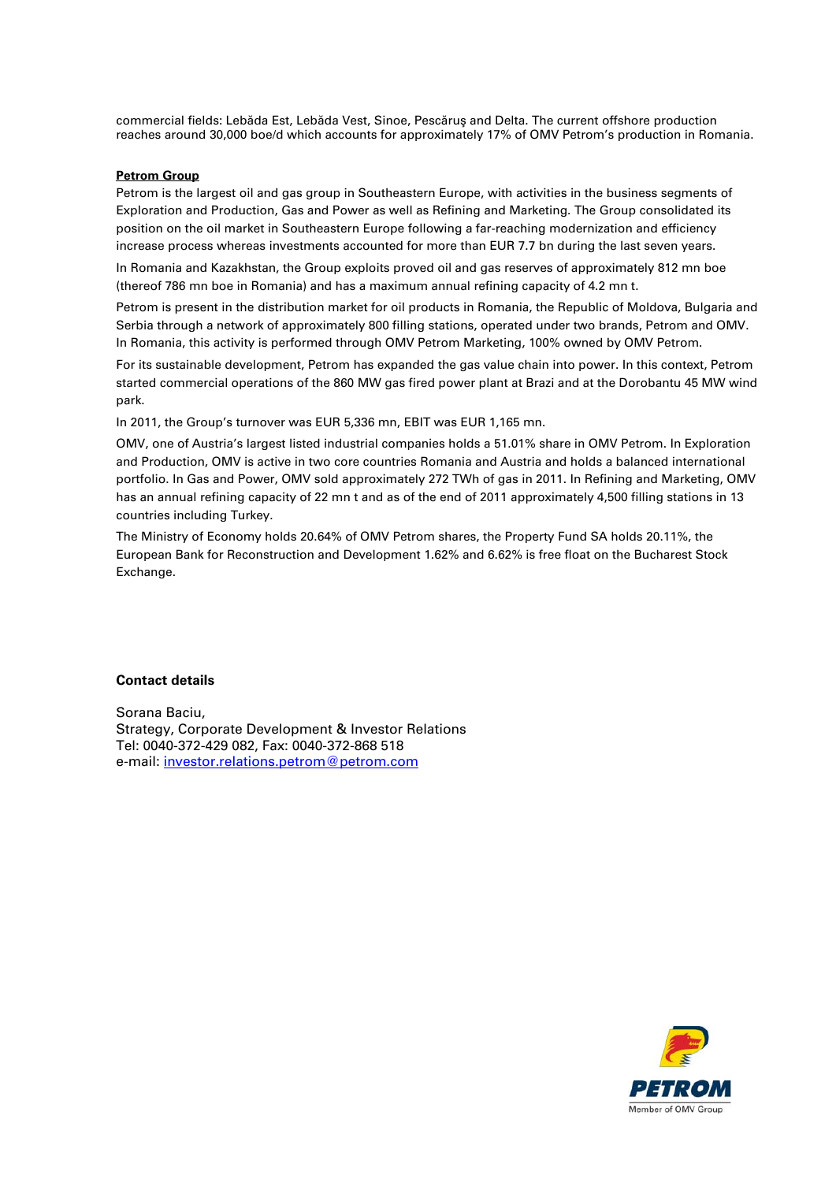commercial fields: Lebăda Est, Lebăda Vest, Sinoe, Pescăruş and Delta. The current offshore production reaches around 30,000 boe/d which accounts for approximately 17% of OMV Petrom's production in Romania.

**Petrom Group**

Petrom is the largest oil and gas group in Southeastern Europe, with activities in the business segments of Exploration and Production, Gas and Power as well as Refining and Marketing. The Group consolidated its position on the oil market in Southeastern Europe following a far-reaching modernization and efficiency increase process whereas investments accounted for more than EUR 7.7 bn during the last seven years.

In Romania and Kazakhstan, the Group exploits proved oil and gas reserves of approximately 812 mn boe (thereof 786 mn boe in Romania) and has a maximum annual refining capacity of 4.2 mn t.

Petrom is present in the distribution market for oil products in Romania, the Republic of Moldova, Bulgaria and Serbia through a network of approximately 800 filling stations, operated under two brands, Petrom and OMV. In Romania, this activity is performed through OMV Petrom Marketing, 100% owned by OMV Petrom.

For its sustainable development, Petrom has expanded the gas value chain into power. In this context, Petrom started commercial operations of the 860 MW gas fired power plant at Brazi and at the Dorobantu 45 MW wind park.

In 2011, the Group's turnover was EUR 5,336 mn, EBIT was EUR 1,165 mn.

OMV, one of Austria's largest listed industrial companies holds a 51.01% share in OMV Petrom. In Exploration and Production, OMV is active in two core countries Romania and Austria and holds a balanced international portfolio. In Gas and Power, OMV sold approximately 272 TWh of gas in 2011. In Refining and Marketing, OMV has an annual refining capacity of 22 mn t and as of the end of 2011 approximately 4,500 filling stations in 13 countries including Turkey.

The Ministry of Economy holds 20.64% of OMV Petrom shares, the Property Fund SA holds 20.11%, the European Bank for Reconstruction and Development 1.62% and 6.62% is free float on the Bucharest Stock Exchange.

**Contact details**

Sorana Baciu,
Strategy, Corporate Development & Investor Relations
Tel: 0040-372-429 082, Fax: 0040-372-868 518
e-mail: investor.relations.petrom@petrom.com

PETROM
Member of OMV Group